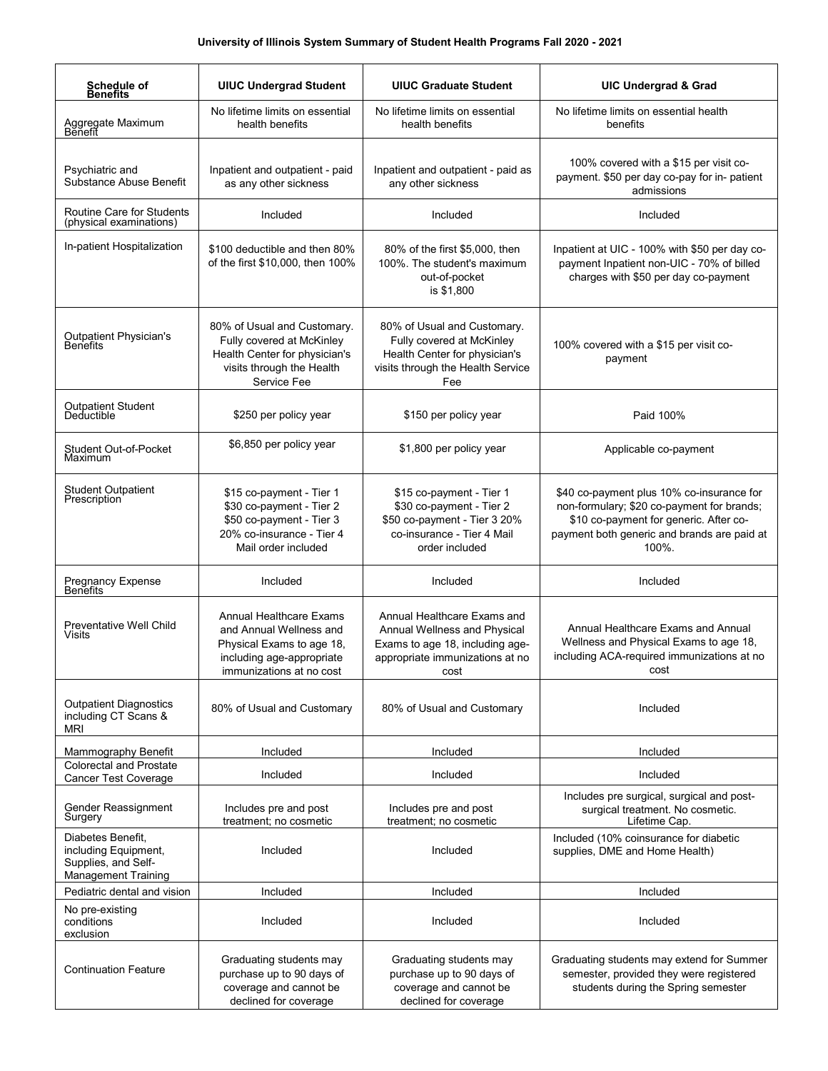**University of Illinois System Summary of Student Health Programs Fall 2020 - 2021**

| Schedule of Benefits | UIUC Undergrad Student | UIUC Graduate Student | UIC Undergrad & Grad |
|---|---|---|---|
| Aggregate Maximum Benefit | No lifetime limits on essential health benefits | No lifetime limits on essential health benefits | No lifetime limits on essential health benefits |
| Psychiatric and Substance Abuse Benefit | Inpatient and outpatient - paid as any other sickness | Inpatient and outpatient - paid as any other sickness | 100% covered with a $15 per visit co-payment. $50 per day co-pay for in- patient admissions |
| Routine Care for Students (physical examinations) | Included | Included | Included |
| In-patient Hospitalization | $100 deductible and then 80% of the first $10,000, then 100% | 80% of the first $5,000, then 100%. The student's maximum out-of-pocket is $1,800 | Inpatient at UIC - 100% with $50 per day co-payment Inpatient non-UIC - 70% of billed charges with $50 per day co-payment |
| Outpatient Physician's Benefits | 80% of Usual and Customary. Fully covered at McKinley Health Center for physician's visits through the Health Service Fee | 80% of Usual and Customary. Fully covered at McKinley Health Center for physician's visits through the Health Service Fee | 100% covered with a $15 per visit co-payment |
| Outpatient Student Deductible | $250 per policy year | $150 per policy year | Paid 100% |
| Student Out-of-Pocket Maximum | $6,850 per policy year | $1,800 per policy year | Applicable co-payment |
| Student Outpatient Prescription | $15 co-payment - Tier 1 $30 co-payment - Tier 2 $50 co-payment - Tier 3 20% co-insurance - Tier 4 Mail order included | $15 co-payment - Tier 1 $30 co-payment - Tier 2 $50 co-payment - Tier 3 20% co-insurance - Tier 4 Mail order included | $40 co-payment plus 10% co-insurance for non-formulary; $20 co-payment for brands; $10 co-payment for generic. After co-payment both generic and brands are paid at 100%. |
| Pregnancy Expense Benefits | Included | Included | Included |
| Preventative Well Child Visits | Annual Healthcare Exams and Annual Wellness and Physical Exams to age 18, including age-appropriate immunizations at no cost | Annual Healthcare Exams and Annual Wellness and Physical Exams to age 18, including age-appropriate immunizations at no cost | Annual Healthcare Exams and Annual Wellness and Physical Exams to age 18, including ACA-required immunizations at no cost |
| Outpatient Diagnostics including CT Scans & MRI | 80% of Usual and Customary | 80% of Usual and Customary | Included |
| Mammography Benefit | Included | Included | Included |
| Colorectal and Prostate Cancer Test Coverage | Included | Included | Included |
| Gender Reassignment Surgery | Includes pre and post treatment; no cosmetic | Includes pre and post treatment; no cosmetic | Includes pre surgical, surgical and post-surgical treatment. No cosmetic. Lifetime Cap. |
| Diabetes Benefit, including Equipment, Supplies, and Self-Management Training | Included | Included | Included (10% coinsurance for diabetic supplies, DME and Home Health) |
| Pediatric dental and vision | Included | Included | Included |
| No pre-existing conditions exclusion | Included | Included | Included |
| Continuation Feature | Graduating students may purchase up to 90 days of coverage and cannot be declined for coverage | Graduating students may purchase up to 90 days of coverage and cannot be declined for coverage | Graduating students may extend for Summer semester, provided they were registered students during the Spring semester |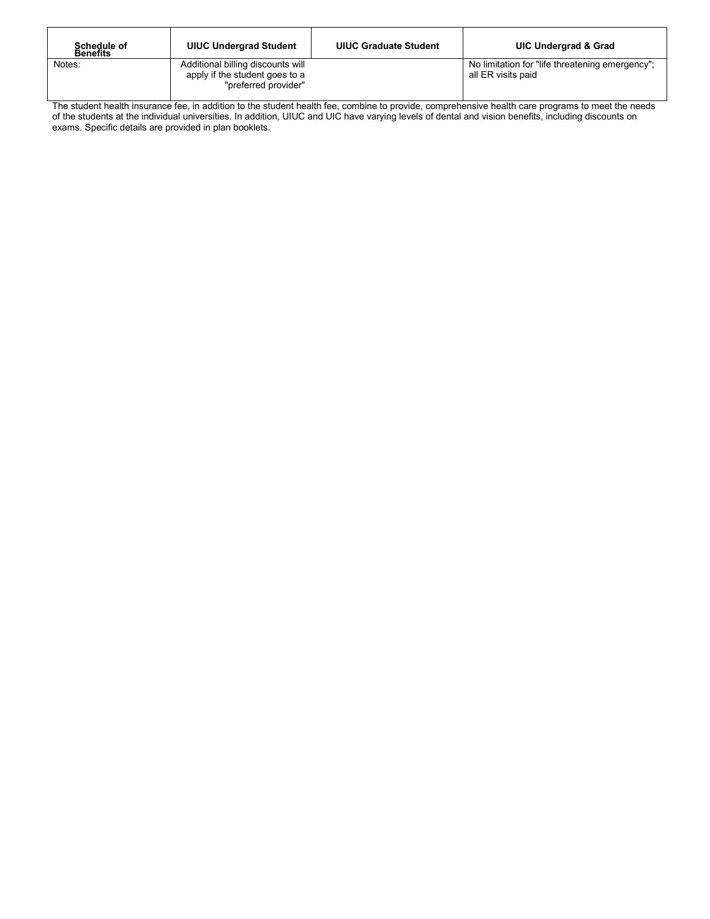| Schedule of Benefits | UIUC Undergrad Student | UIUC Graduate Student | UIC Undergrad & Grad |
|---|---|---|---|
| Notes: | Additional billing discounts will apply if the student goes to a "preferred provider" | | No limitation for "life threatening emergency"; all ER visits paid |

The student health insurance fee, in addition to the student health fee, combine to provide, comprehensive health care programs to meet the needs of the students at the individual universities. In addition, UIUC and UIC have varying levels of dental and vision benefits, including discounts on exams. Specific details are provided in plan booklets.